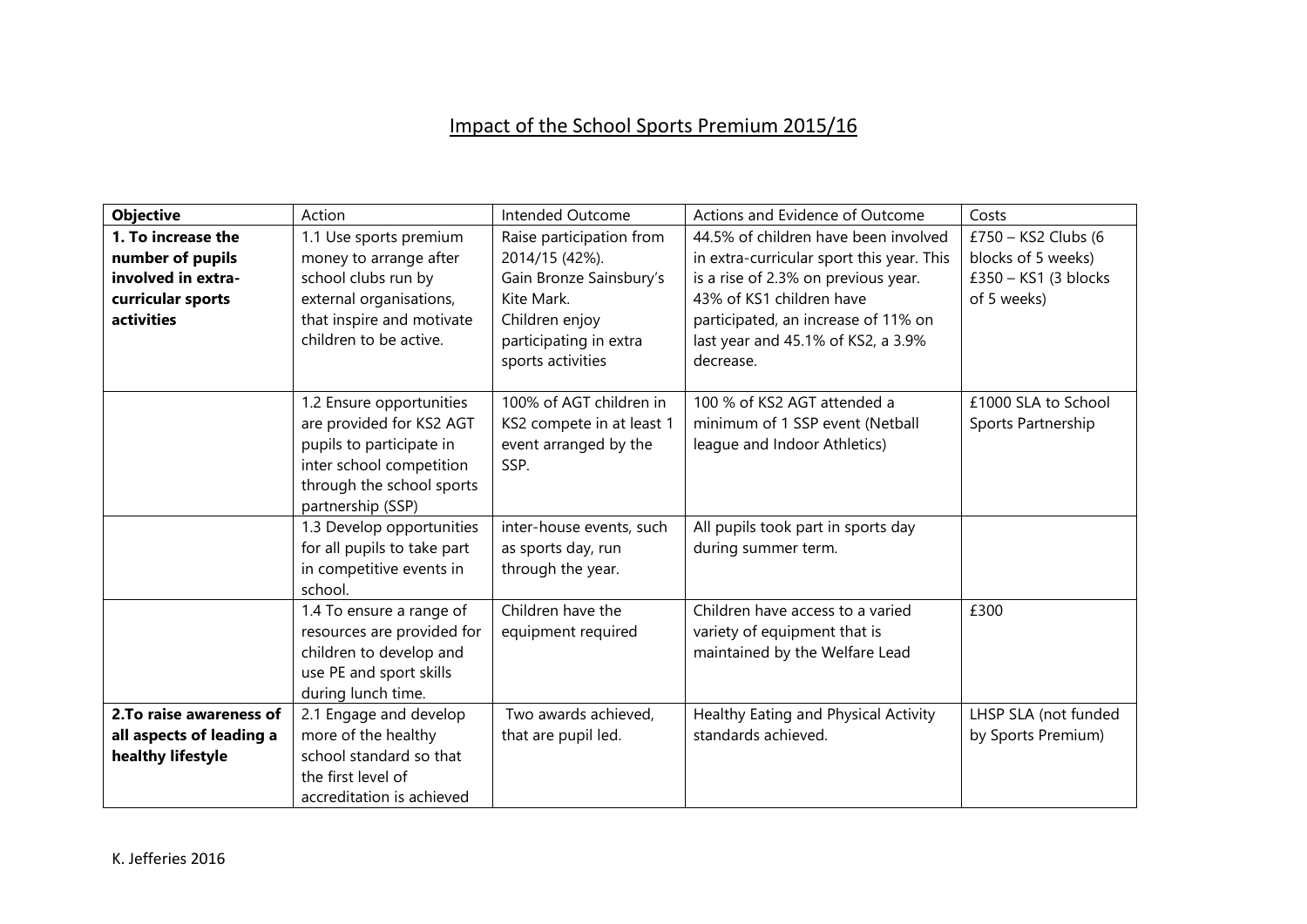# Impact of the School Sports Premium 2015/16

| Objective | Action | Intended Outcome | Actions and Evidence of Outcome | Costs |
|---|---|---|---|---|
| **1. To increase the number of pupils involved in extra-curricular sports activities** | 1.1 Use sports premium money to arrange after school clubs run by external organisations, that inspire and motivate children to be active. | Raise participation from 2014/15 (42%). Gain Bronze Sainsbury's Kite Mark. Children enjoy participating in extra sports activities | 44.5% of children have been involved in extra-curricular sport this year. This is a rise of 2.3% on previous year. 43% of KS1 children have participated, an increase of 11% on last year and 45.1% of KS2, a 3.9% decrease. | £750 – KS2 Clubs (6 blocks of 5 weeks) £350 – KS1 (3 blocks of 5 weeks) |
| | 1.2 Ensure opportunities are provided for KS2 AGT pupils to participate in inter school competition through the school sports partnership (SSP) | 100% of AGT children in KS2 compete in at least 1 event arranged by the SSP. | 100 % of KS2 AGT attended a minimum of 1 SSP event (Netball league and Indoor Athletics) | £1000 SLA to School Sports Partnership |
| | 1.3 Develop opportunities for all pupils to take part in competitive events in school. | inter-house events, such as sports day, run through the year. | All pupils took part in sports day during summer term. | |
| | 1.4 To ensure a range of resources are provided for children to develop and use PE and sport skills during lunch time. | Children have the equipment required | Children have access to a varied variety of equipment that is maintained by the Welfare Lead | £300 |
| **2.To raise awareness of all aspects of leading a healthy lifestyle** | 2.1 Engage and develop more of the healthy school standard so that the first level of accreditation is achieved | Two awards achieved, that are pupil led. | Healthy Eating and Physical Activity standards achieved. | LHSP SLA (not funded by Sports Premium) |

K. Jefferies 2016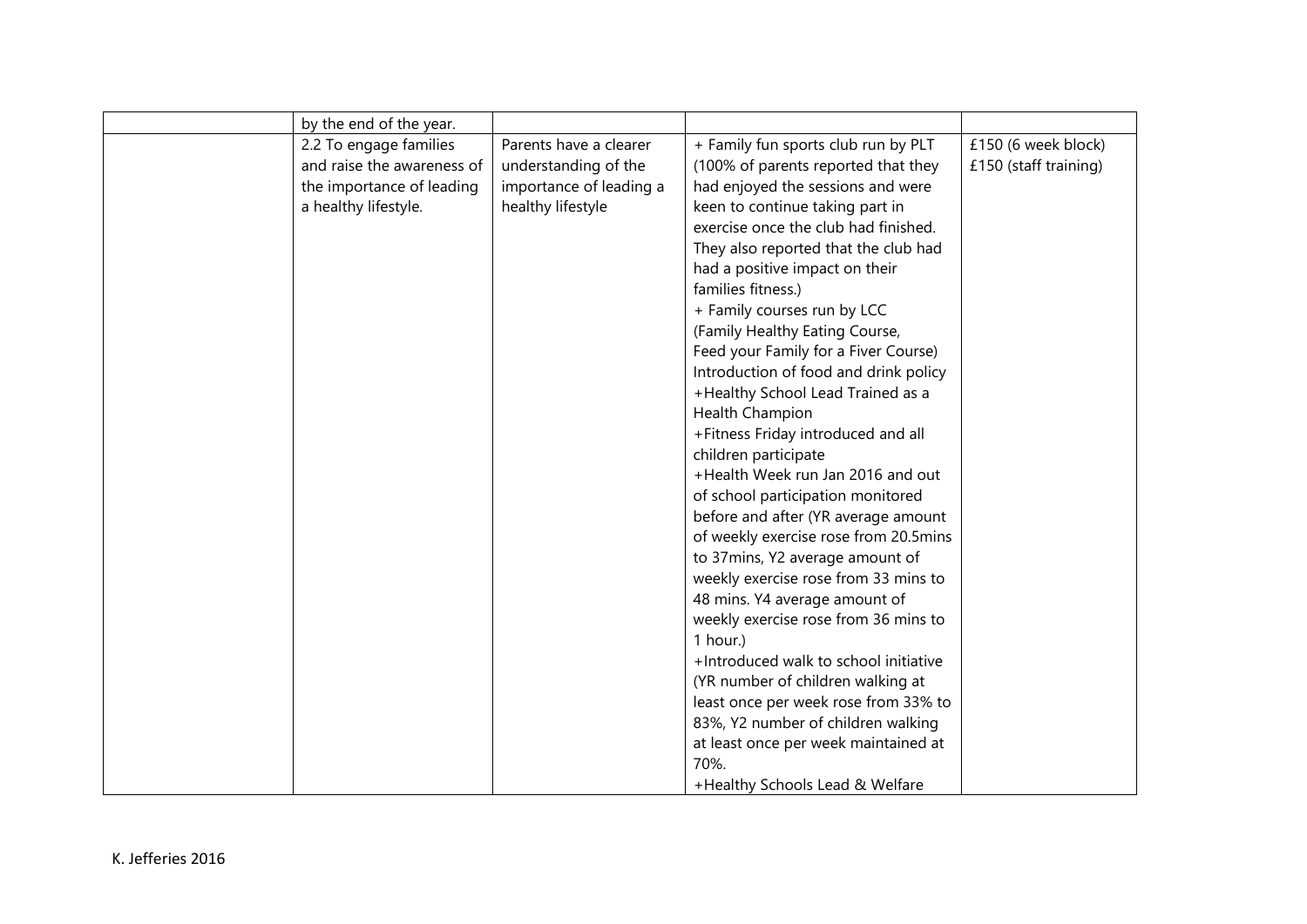| | | | | |
|---|---|---|---|---|
| | by the end of the year. | | | |
| | 2.2 To engage families and raise the awareness of the importance of leading a healthy lifestyle. | Parents have a clearer understanding of the importance of leading a healthy lifestyle | + Family fun sports club run by PLT (100% of parents reported that they had enjoyed the sessions and were keen to continue taking part in exercise once the club had finished. They also reported that the club had had a positive impact on their families fitness.)<br>+ Family courses run by LCC (Family Healthy Eating Course, Feed your Family for a Fiver Course) Introduction of food and drink policy<br>+Healthy School Lead Trained as a Health Champion<br>+Fitness Friday introduced and all children participate<br>+Health Week run Jan 2016 and out of school participation monitored before and after (YR average amount of weekly exercise rose from 20.5mins to 37mins, Y2 average amount of weekly exercise rose from 33 mins to 48 mins. Y4 average amount of weekly exercise rose from 36 mins to 1 hour.)<br>+Introduced walk to school initiative (YR number of children walking at least once per week rose from 33% to 83%, Y2 number of children walking at least once per week maintained at 70%.<br>+Healthy Schools Lead & Welfare | £150 (6 week block)<br>£150 (staff training) |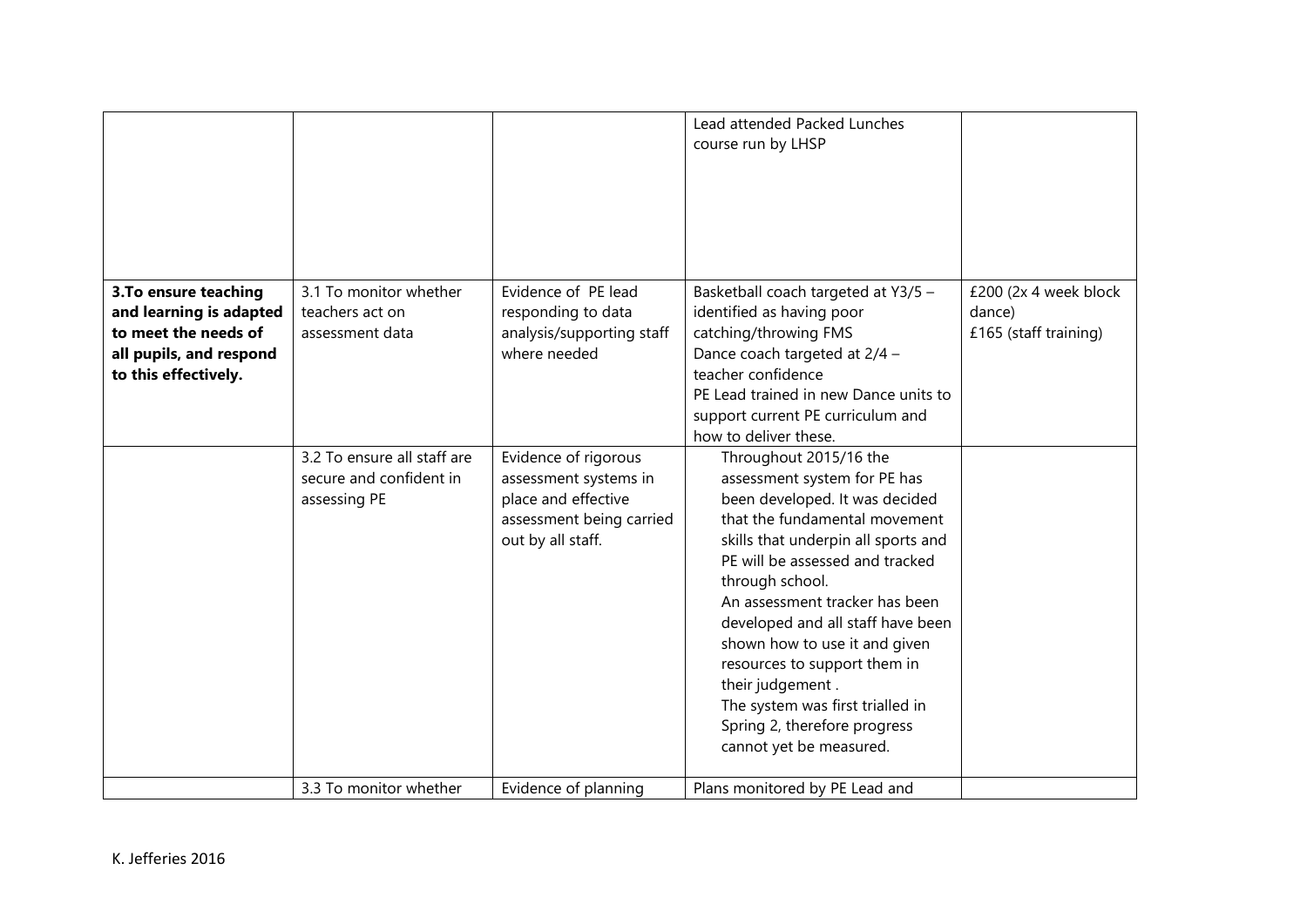| | | | | |
|---|---|---|---|---|
| | | | Lead attended Packed Lunches course run by LHSP | |
| **3.To ensure teaching and learning is adapted to meet the needs of all pupils, and respond to this effectively.** | 3.1 To monitor whether teachers act on assessment data | Evidence of PE lead responding to data analysis/supporting staff where needed | Basketball coach targeted at Y3/5 – identified as having poor catching/throwing FMS<br>Dance coach targeted at 2/4 – teacher confidence<br>PE Lead trained in new Dance units to support current PE curriculum and how to deliver these. | £200 (2x 4 week block dance)<br>£165 (staff training) |
| | 3.2 To ensure all staff are secure and confident in assessing PE | Evidence of rigorous assessment systems in place and effective assessment being carried out by all staff. | Throughout 2015/16 the assessment system for PE has been developed. It was decided that the fundamental movement skills that underpin all sports and PE will be assessed and tracked through school.<br>An assessment tracker has been developed and all staff have been shown how to use it and given resources to support them in their judgement .<br>The system was first trialled in Spring 2, therefore progress cannot yet be measured. | |
| | 3.3 To monitor whether | Evidence of planning | Plans monitored by PE Lead and | |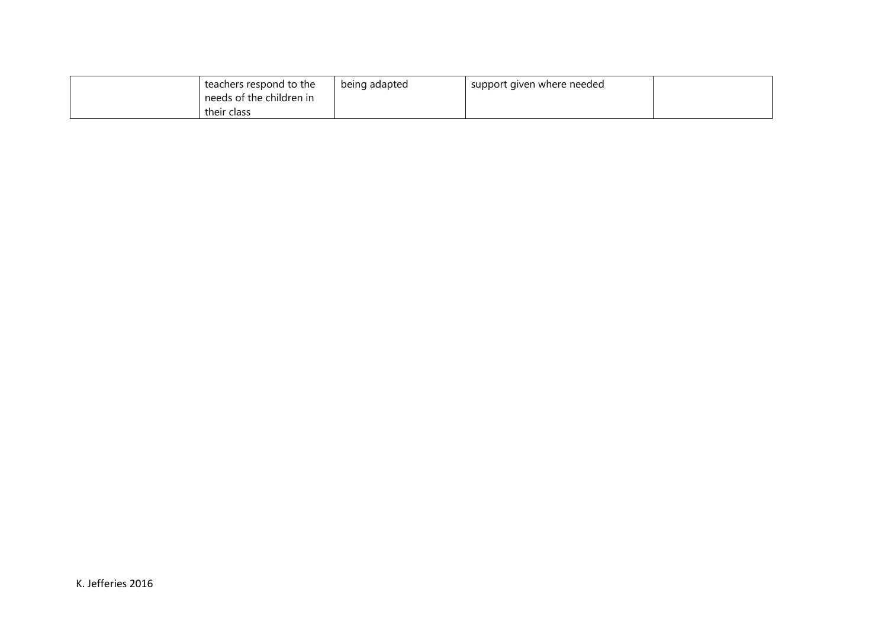| | | | | |
|---|---|---|---|---|
| | teachers respond to the needs of the children in their class | being adapted | support given where needed | |

K. Jefferies 2016